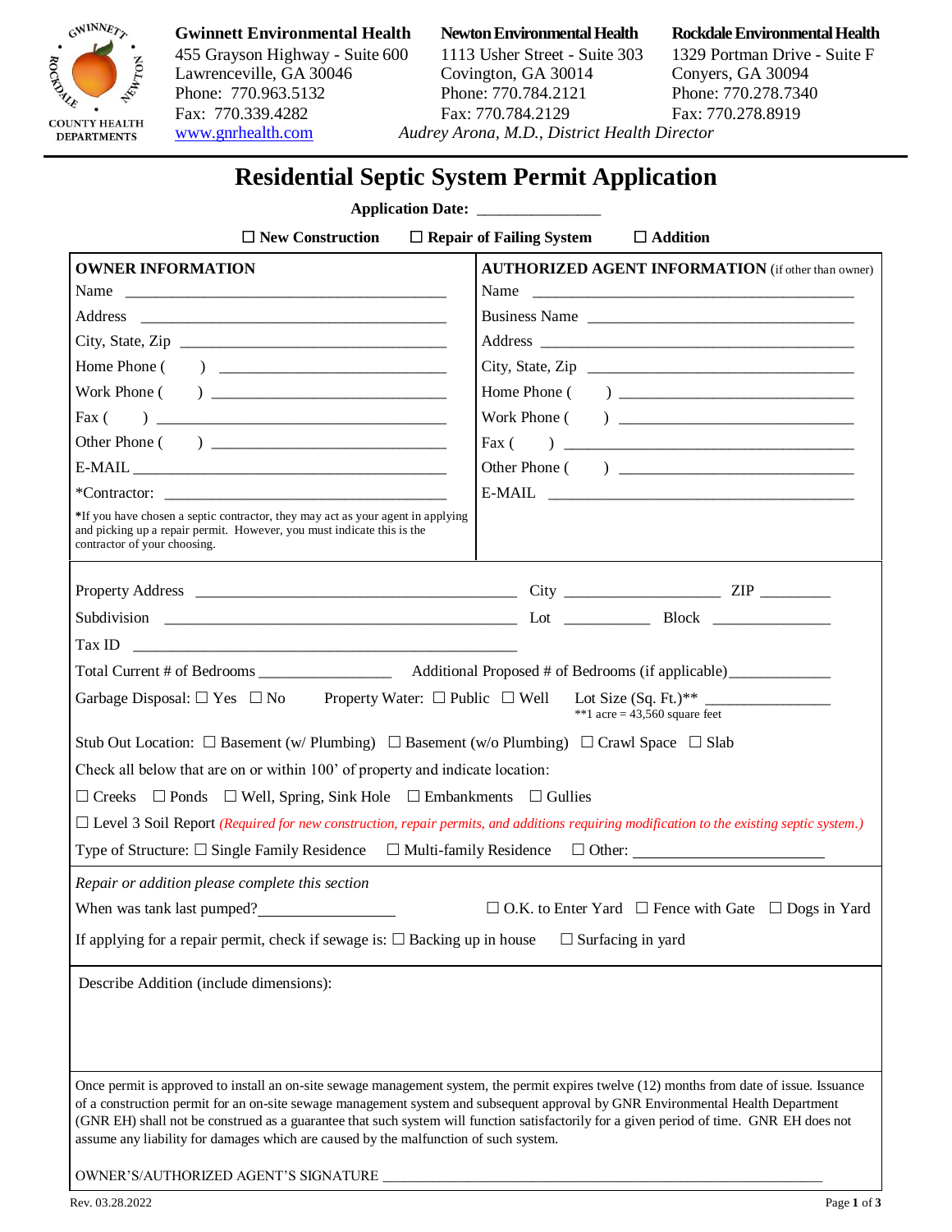GWINNETT • NEWTON • ROCKDALE
COUNTY HEALTH DEPARTMENTS

**Gwinnett Environmental Health**
455 Grayson Highway - Suite 600
Lawrenceville, GA 30046
Phone: 770.963.5132
Fax: 770.339.4282
www.gnrhealth.com

**Newton Environmental Health**
1113 Usher Street - Suite 303
Covington, GA 30014
Phone: 770.784.2121
Fax: 770.784.2129

**Rockdale Environmental Health**
1329 Portman Drive - Suite F
Conyers, GA 30094
Phone: 770.278.7340
Fax: 770.278.8919

*Audrey Arona, M.D., District Health Director*

# Residential Septic System Permit Application

**Application Date:** _______________

☐ **New Construction** ☐ **Repair of Failing System** ☐ **Addition**

| **OWNER INFORMATION** | **AUTHORIZED AGENT INFORMATION** (if other than owner) |
|---|---|
| Name ________________________ | Name ________________________ |
| Address ________________________ | Business Name ________________________ |
| City, State, Zip ________________________ | Address ________________________ |
| Home Phone ( ) ________________________ | City, State, Zip ________________________ |
| Work Phone ( ) ________________________ | Home Phone ( ) ________________________ |
| Fax ( ) ________________________ | Work Phone ( ) ________________________ |
| Other Phone ( ) ________________________ | Fax ( ) ________________________ |
| E-MAIL ________________________ | Other Phone ( ) ________________________ |
| *Contractor: ________________________ | E-MAIL ________________________ |
| *If you have chosen a septic contractor, they may act as your agent in applying and picking up a repair permit. However, you must indicate this is the contractor of your choosing. | |

Property Address ________________________ City ____________ ZIP ________

Subdivision ________________________ Lot ________ Block ____________

Tax ID ________________________

Total Current # of Bedrooms ____________ Additional Proposed # of Bedrooms (if applicable)__________

Garbage Disposal: ☐ Yes ☐ No Property Water: ☐ Public ☐ Well Lot Size (Sq. Ft.)** ____________
**1 acre = 43,560 square feet

Stub Out Location: ☐ Basement (w/ Plumbing) ☐ Basement (w/o Plumbing) ☐ Crawl Space ☐ Slab

Check all below that are on or within 100' of property and indicate location:

☐ Creeks ☐ Ponds ☐ Well, Spring, Sink Hole ☐ Embankments ☐ Gullies

☐ Level 3 Soil Report *(Required for new construction, repair permits, and additions requiring modification to the existing septic system.)*

Type of Structure: ☐ Single Family Residence ☐ Multi-family Residence ☐ Other: ____________________

*Repair or addition please complete this section*

When was tank last pumped?______________ ☐ O.K. to Enter Yard ☐ Fence with Gate ☐ Dogs in Yard

If applying for a repair permit, check if sewage is: ☐ Backing up in house ☐ Surfacing in yard

Describe Addition (include dimensions):

Once permit is approved to install an on-site sewage management system, the permit expires twelve (12) months from date of issue. Issuance of a construction permit for an on-site sewage management system and subsequent approval by GNR Environmental Health Department (GNR EH) shall not be construed as a guarantee that such system will function satisfactorily for a given period of time. GNR EH does not assume any liability for damages which are caused by the malfunction of such system.

OWNER'S/AUTHORIZED AGENT'S SIGNATURE ________________________________________

Rev. 03.28.2022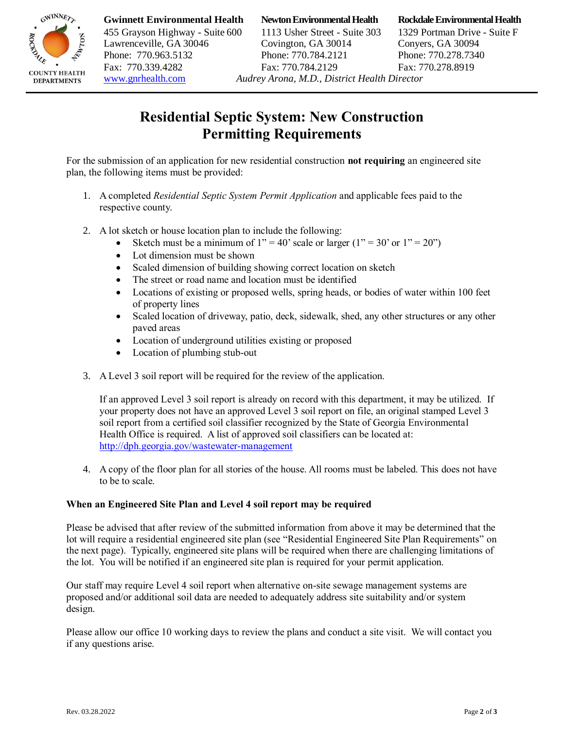**Gwinnett Environmental Health**
455 Grayson Highway - Suite 600
Lawrenceville, GA 30046
Phone: 770.963.5132
Fax: 770.339.4282
www.gnrhealth.com

**Newton Environmental Health**
1113 Usher Street - Suite 303
Covington, GA 30014
Phone: 770.784.2121
Fax: 770.784.2129

**Rockdale Environmental Health**
1329 Portman Drive - Suite F
Conyers, GA 30094
Phone: 770.278.7340
Fax: 770.278.8919

*Audrey Arona, M.D., District Health Director*

# Residential Septic System: New Construction Permitting Requirements

For the submission of an application for new residential construction **not requiring** an engineered site plan, the following items must be provided:

1. A completed *Residential Septic System Permit Application* and applicable fees paid to the respective county.

2. A lot sketch or house location plan to include the following:
   - Sketch must be a minimum of 1" = 40' scale or larger (1" = 30' or 1" = 20")
   - Lot dimension must be shown
   - Scaled dimension of building showing correct location on sketch
   - The street or road name and location must be identified
   - Locations of existing or proposed wells, spring heads, or bodies of water within 100 feet of property lines
   - Scaled location of driveway, patio, deck, sidewalk, shed, any other structures or any other paved areas
   - Location of underground utilities existing or proposed
   - Location of plumbing stub-out

3. A Level 3 soil report will be required for the review of the application.

   If an approved Level 3 soil report is already on record with this department, it may be utilized. If your property does not have an approved Level 3 soil report on file, an original stamped Level 3 soil report from a certified soil classifier recognized by the State of Georgia Environmental Health Office is required. A list of approved soil classifiers can be located at: http://dph.georgia.gov/wastewater-management

4. A copy of the floor plan for all stories of the house. All rooms must be labeled. This does not have to be to scale.

**When an Engineered Site Plan and Level 4 soil report may be required**

Please be advised that after review of the submitted information from above it may be determined that the lot will require a residential engineered site plan (see "Residential Engineered Site Plan Requirements" on the next page). Typically, engineered site plans will be required when there are challenging limitations of the lot. You will be notified if an engineered site plan is required for your permit application.

Our staff may require Level 4 soil report when alternative on-site sewage management systems are proposed and/or additional soil data are needed to adequately address site suitability and/or system design.

Please allow our office 10 working days to review the plans and conduct a site visit. We will contact you if any questions arise.

Rev. 03.28.2022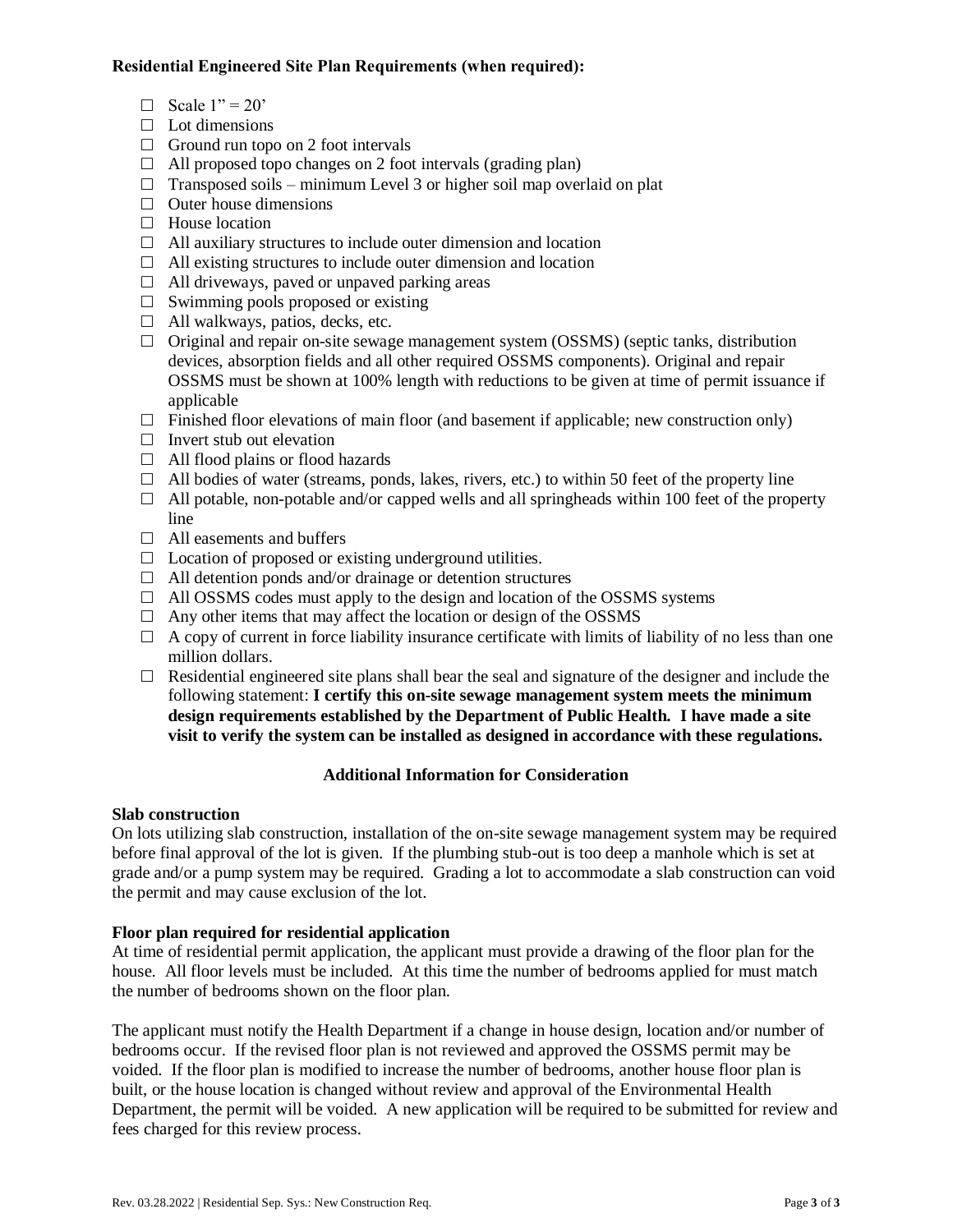**Residential Engineered Site Plan Requirements (when required):**

- ☐ Scale 1" = 20'
- ☐ Lot dimensions
- ☐ Ground run topo on 2 foot intervals
- ☐ All proposed topo changes on 2 foot intervals (grading plan)
- ☐ Transposed soils – minimum Level 3 or higher soil map overlaid on plat
- ☐ Outer house dimensions
- ☐ House location
- ☐ All auxiliary structures to include outer dimension and location
- ☐ All existing structures to include outer dimension and location
- ☐ All driveways, paved or unpaved parking areas
- ☐ Swimming pools proposed or existing
- ☐ All walkways, patios, decks, etc.
- ☐ Original and repair on-site sewage management system (OSSMS) (septic tanks, distribution devices, absorption fields and all other required OSSMS components). Original and repair OSSMS must be shown at 100% length with reductions to be given at time of permit issuance if applicable
- ☐ Finished floor elevations of main floor (and basement if applicable; new construction only)
- ☐ Invert stub out elevation
- ☐ All flood plains or flood hazards
- ☐ All bodies of water (streams, ponds, lakes, rivers, etc.) to within 50 feet of the property line
- ☐ All potable, non-potable and/or capped wells and all springheads within 100 feet of the property line
- ☐ All easements and buffers
- ☐ Location of proposed or existing underground utilities.
- ☐ All detention ponds and/or drainage or detention structures
- ☐ All OSSMS codes must apply to the design and location of the OSSMS systems
- ☐ Any other items that may affect the location or design of the OSSMS
- ☐ A copy of current in force liability insurance certificate with limits of liability of no less than one million dollars.
- ☐ Residential engineered site plans shall bear the seal and signature of the designer and include the following statement: **I certify this on-site sewage management system meets the minimum design requirements established by the Department of Public Health. I have made a site visit to verify the system can be installed as designed in accordance with these regulations.**

## Additional Information for Consideration

**Slab construction**

On lots utilizing slab construction, installation of the on-site sewage management system may be required before final approval of the lot is given. If the plumbing stub-out is too deep a manhole which is set at grade and/or a pump system may be required. Grading a lot to accommodate a slab construction can void the permit and may cause exclusion of the lot.

**Floor plan required for residential application**

At time of residential permit application, the applicant must provide a drawing of the floor plan for the house. All floor levels must be included. At this time the number of bedrooms applied for must match the number of bedrooms shown on the floor plan.

The applicant must notify the Health Department if a change in house design, location and/or number of bedrooms occur. If the revised floor plan is not reviewed and approved the OSSMS permit may be voided. If the floor plan is modified to increase the number of bedrooms, another house floor plan is built, or the house location is changed without review and approval of the Environmental Health Department, the permit will be voided. A new application will be required to be submitted for review and fees charged for this review process.